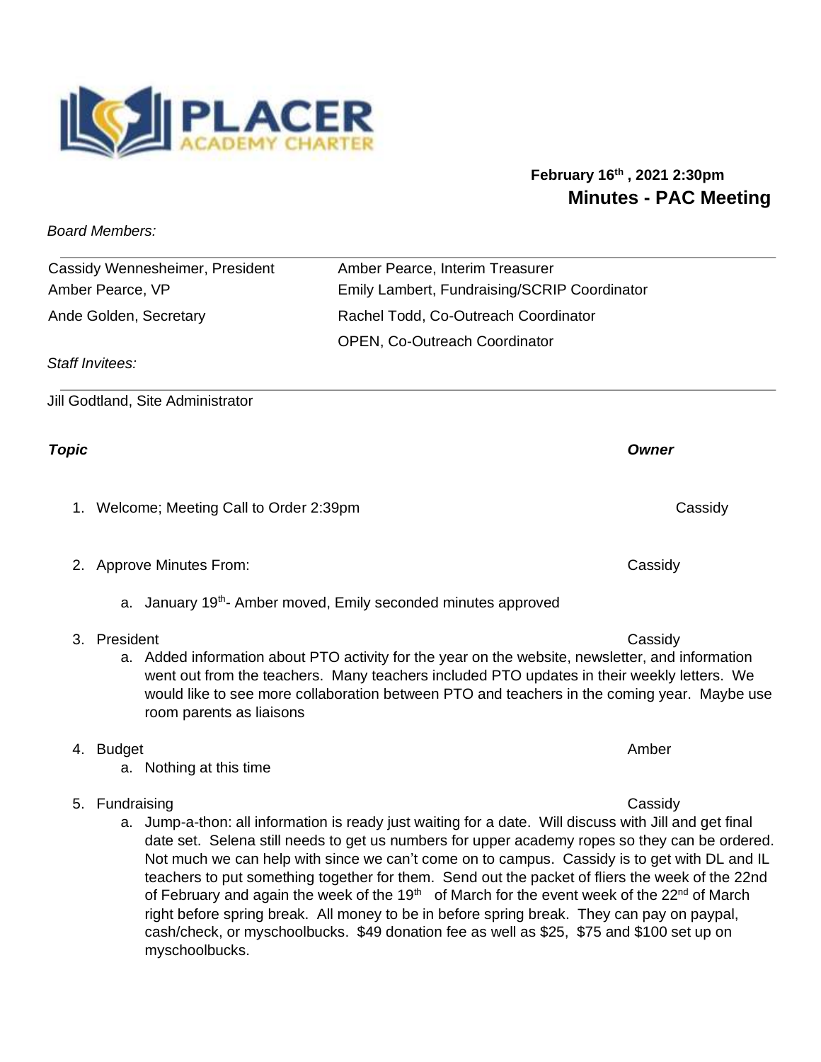February 16th, 2021 2:30pm

# Minutes - PAC Meeting

*Board Members:*

| | |
|---|---|
| Cassidy Wennesheimer, President | Amber Pearce, Interim Treasurer |
| Amber Pearce, VP | Emily Lambert, Fundraising/SCRIP Coordinator |
| Ande Golden, Secretary | Rachel Todd, Co-Outreach Coordinator |
| | OPEN, Co-Outreach Coordinator |

*Staff Invitees:*

Jill Godtland, Site Administrator

| ***Topic*** | ***Owner*** |
|---|---|

1. Welcome; Meeting Call to Order 2:39pm — Cassidy

2. Approve Minutes From: — Cassidy
   a. January 19th- Amber moved, Emily seconded minutes approved

3. President — Cassidy
   a. Added information about PTO activity for the year on the website, newsletter, and information went out from the teachers. Many teachers included PTO updates in their weekly letters. We would like to see more collaboration between PTO and teachers in the coming year. Maybe use room parents as liaisons

4. Budget — Amber
   a. Nothing at this time

5. Fundraising — Cassidy
   a. Jump-a-thon: all information is ready just waiting for a date. Will discuss with Jill and get final date set. Selena still needs to get us numbers for upper academy ropes so they can be ordered. Not much we can help with since we can't come on to campus. Cassidy is to get with DL and IL teachers to put something together for them. Send out the packet of fliers the week of the 22nd of February and again the week of the 19th of March for the event week of the 22nd of March right before spring break. All money to be in before spring break. They can pay on paypal, cash/check, or myschoolbucks. $49 donation fee as well as $25, $75 and $100 set up on myschoolbucks.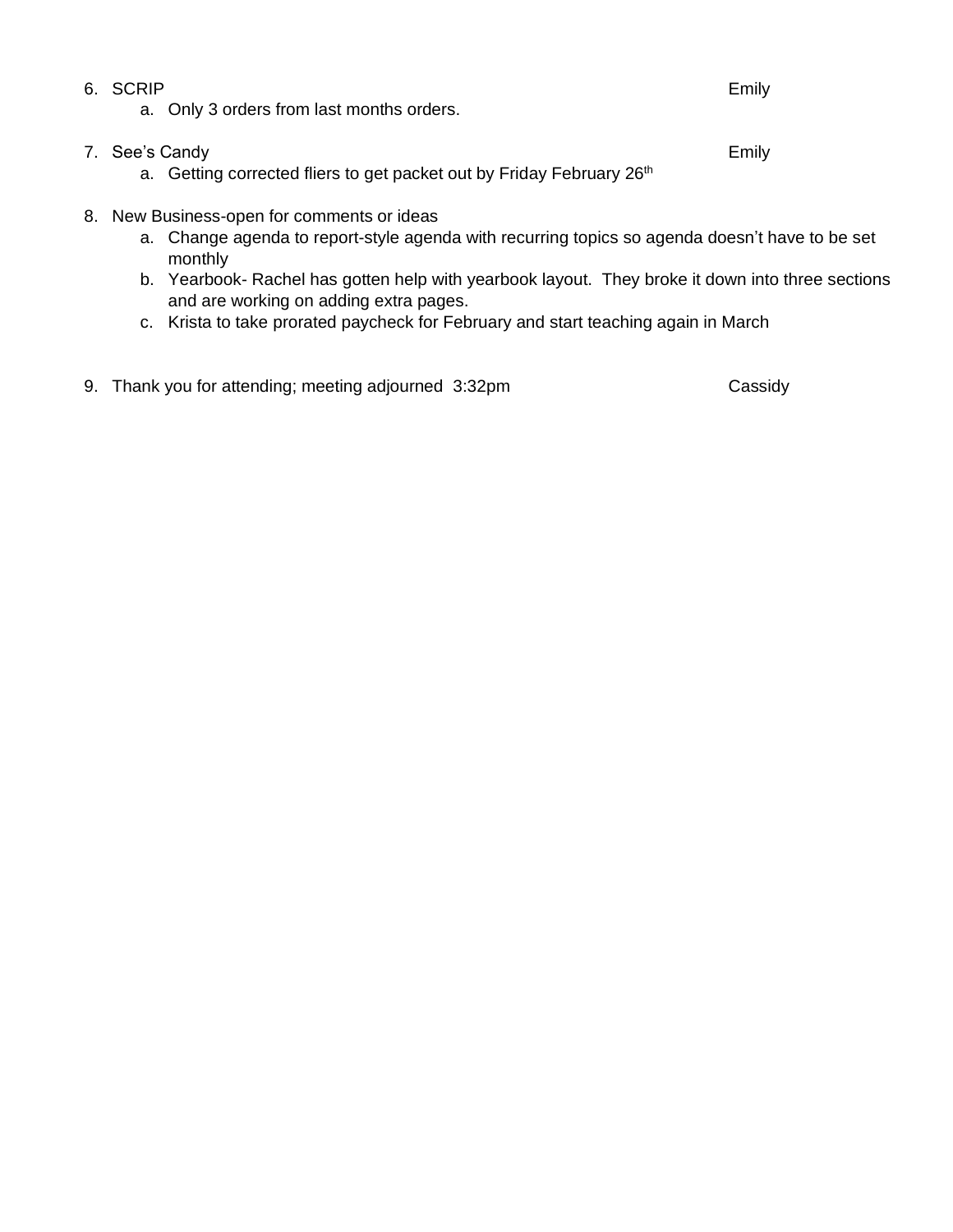6. SCRIP Emily
   a. Only 3 orders from last months orders.

7. See's Candy Emily
   a. Getting corrected fliers to get packet out by Friday February 26th

8. New Business-open for comments or ideas
   a. Change agenda to report-style agenda with recurring topics so agenda doesn't have to be set monthly
   b. Yearbook- Rachel has gotten help with yearbook layout. They broke it down into three sections and are working on adding extra pages.
   c. Krista to take prorated paycheck for February and start teaching again in March

9. Thank you for attending; meeting adjourned 3:32pm Cassidy